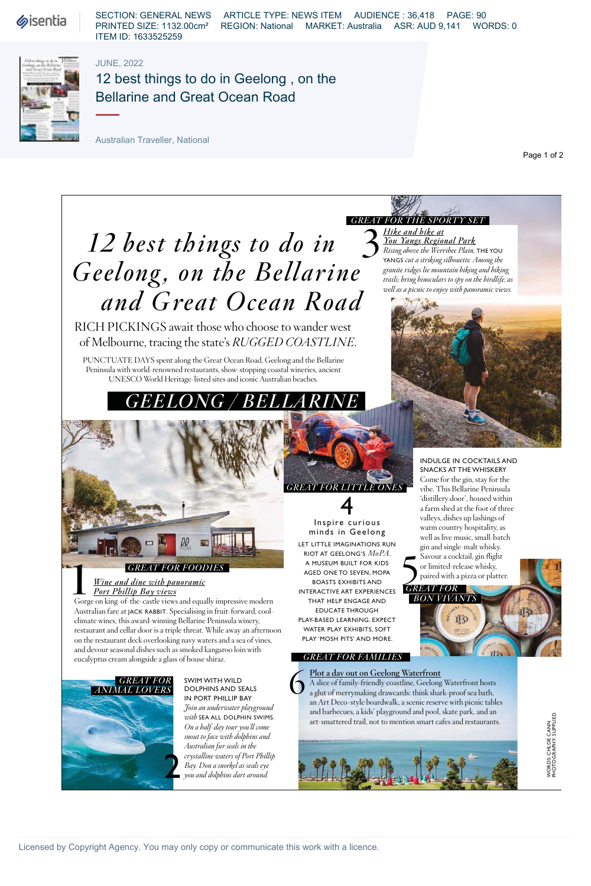SECTION: GENERAL NEWS ARTICLE TYPE: NEWS ITEM AUDIENCE : 36,418 PAGE: 90
PRINTED SIZE: 1132.00cm² REGION: National MARKET: Australia ASR: AUD 9,141 WORDS: 0
ITEM ID: 1633525259

JUNE, 2022

12 best things to do in Geelong , on the Bellarine and Great Ocean Road

Australian Traveller, National

# 12 best things to do in Geelong, on the Bellarine and Great Ocean Road

RICH PICKINGS await those who choose to wander west of Melbourne, tracing the state's *RUGGED COASTLINE.*

PUNCTUATE DAYS spent along the Great Ocean Road, Geelong and the Bellarine Peninsula with world-renowned restaurants, show-stopping coastal wineries, ancient UNESCO World Heritage-listed sites and iconic Australian beaches.

## GEELONG / BELLARINE

*GREAT FOR FOODIES*

### 1 Wine and dine with panoramic Port Phillip Bay views

Gorge on king-of-the-castle views and equally impressive modern Australian fare at JACK RABBIT. Specialising in fruit-forward, cool-climate wines, this award-winning Bellarine Peninsula winery, restaurant and cellar door is a triple threat. While away an afternoon on the restaurant deck overlooking navy waters and a sea of vines, and devour seasonal dishes such as smoked kangaroo loin with eucalyptus cream alongside a glass of house shiraz.

*GREAT FOR ANIMAL LOVERS*

### 2 SWIM WITH WILD DOLPHINS AND SEALS IN PORT PHILLIP BAY

*Join an underwater playground with* SEA ALL DOLPHIN SWIMS. *On a half-day tour you'll come snout to face with dolphins and Australian fur seals in the crystalline waters of Port Phillip Bay. Don a snorkel as seals eye you and dolphins dart around.*

*GREAT FOR THE SPORTY SET*

### 3 Hike and bike at You Yangs Regional Park

*Rising above the Werribee Plain,* THE YOU YANGS *cut a striking silhouette. Among the granite ridges lie mountain biking and hiking trails; bring binoculars to spy on the birdlife, as well as a picnic to enjoy with panoramic views.*

*GREAT FOR LITTLE ONES*

### 4 Inspire curious minds in Geelong

LET LITTLE IMAGINATIONS RUN RIOT AT GEELONG'S *MoPA*. A MUSEUM BUILT FOR KIDS AGED ONE TO SEVEN, MOPA BOASTS EXHIBITS AND INTERACTIVE ART EXPERIENCES THAT HELP ENGAGE AND EDUCATE THROUGH PLAY-BASED LEARNING. EXPECT WATER PLAY EXHIBITS, SOFT PLAY 'MOSH PITS' AND MORE.

*GREAT FOR BON VIVANTS*

### 5 INDULGE IN COCKTAILS AND SNACKS AT THE WHISKERY

Come for the gin, stay for the vibe. This Bellarine Peninsula 'distillery door', housed within a farm shed at the foot of three valleys, dishes up lashings of warm country hospitality, as well as live music, small-batch gin and single-malt whisky. Savour a cocktail, gin flight or limited-release whisky, paired with a pizza or platter.

*GREAT FOR FAMILIES*

### 6 Plot a day out on Geelong Waterfront

A slice of family-friendly coastline, Geelong Waterfront hosts a glut of merrymaking drawcards: think shark-proof sea bath, an Art Deco-style boardwalk, a scenic reserve with picnic tables and barbecues, a kids' playground and pool, skate park, and an art-smattered trail, not to mention smart cafes and restaurants.

WORDS: CHLOE CANN PHOTOGRAPHY: SUPPLIED

Licensed by Copyright Agency. You may only copy or communicate this work with a licence.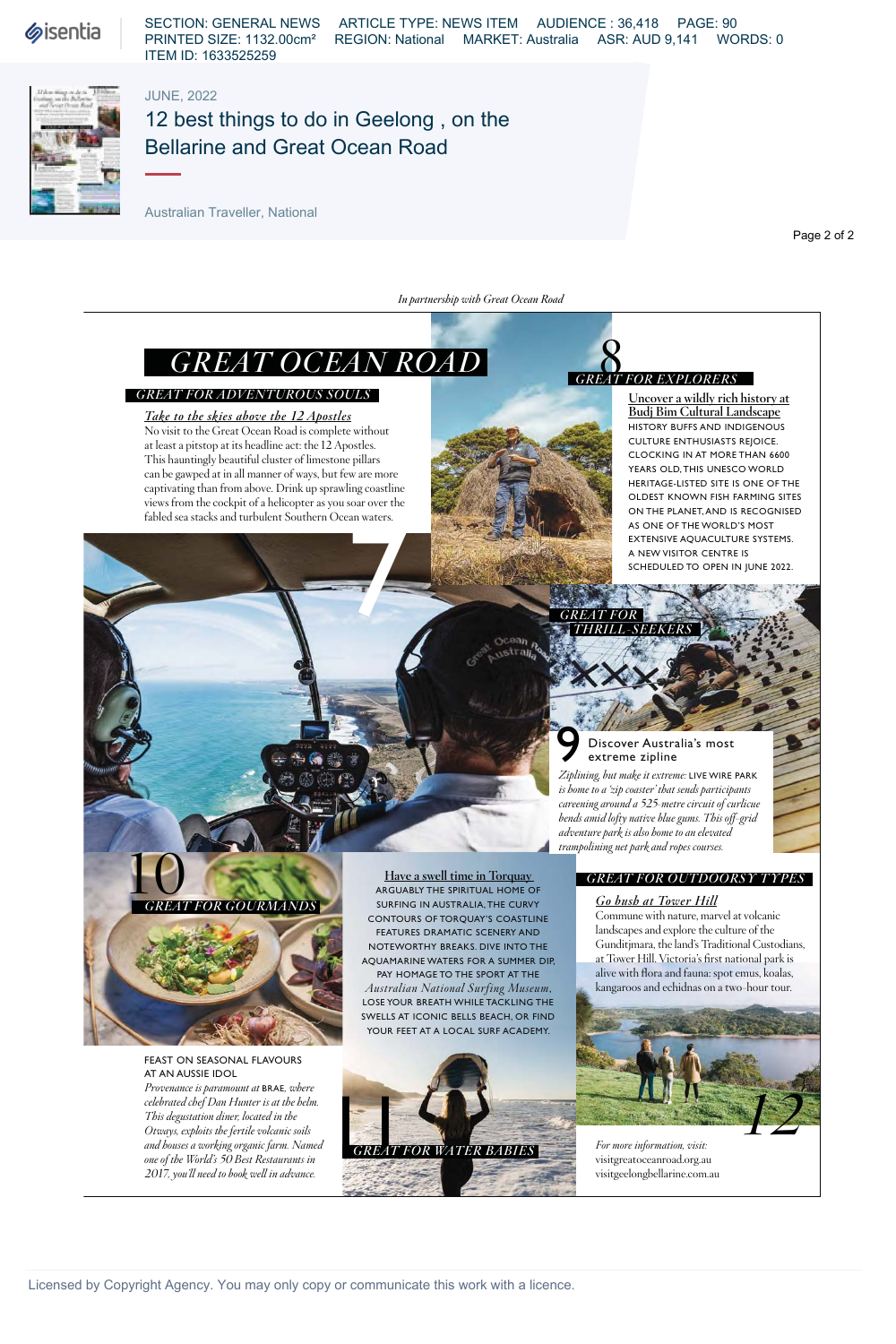*In partnership with Great Ocean Road*

# GREAT OCEAN ROAD

## 7

### GREAT FOR ADVENTUROUS SOULS

**Take to the skies above the 12 Apostles**

No visit to the Great Ocean Road is complete without at least a pitstop at its headline act: the 12 Apostles. This hauntingly beautiful cluster of limestone pillars can be gawped at in all manner of ways, but few are more captivating than from above. Drink up sprawling coastline views from the cockpit of a helicopter as you soar over the fabled sea stacks and turbulent Southern Ocean waters.

## 8

### GREAT FOR EXPLORERS

**Uncover a wildly rich history at Budj Bim Cultural Landscape**

HISTORY BUFFS AND INDIGENOUS CULTURE ENTHUSIASTS REJOICE. CLOCKING IN AT MORE THAN 6600 YEARS OLD, THIS UNESCO WORLD HERITAGE-LISTED SITE IS ONE OF THE OLDEST KNOWN FISH FARMING SITES ON THE PLANET, AND IS RECOGNISED AS ONE OF THE WORLD'S MOST EXTENSIVE AQUACULTURE SYSTEMS. A NEW VISITOR CENTRE IS SCHEDULED TO OPEN IN JUNE 2022.

## 9

### GREAT FOR THRILL-SEEKERS

**Discover Australia's most extreme zipline**

*Ziplining, but make it extreme:* LIVE WIRE PARK *is home to a 'zip coaster' that sends participants careening around a 525-metre circuit of curlicue bends amid lofty native blue gums. This off-grid adventure park is also home to an elevated trampolining net park and ropes courses.*

## 10

### GREAT FOR GOURMANDS

**FEAST ON SEASONAL FLAVOURS AT AN AUSSIE IDOL**

*Provenance is paramount at* BRAE, *where celebrated chef Dan Hunter is at the helm. This degustation diner, located in the Otways, exploits the fertile volcanic soils and houses a working organic farm. Named one of the World's 50 Best Restaurants in 2017, you'll need to book well in advance.*

## 11

### GREAT FOR WATER BABIES

**Have a swell time in Torquay**

ARGUABLY THE SPIRITUAL HOME OF SURFING IN AUSTRALIA, THE CURVY CONTOURS OF TORQUAY'S COASTLINE FEATURES DRAMATIC SCENERY AND NOTEWORTHY BREAKS. DIVE INTO THE AQUAMARINE WATERS FOR A SUMMER DIP, PAY HOMAGE TO THE SPORT AT THE *Australian National Surfing Museum*. LOSE YOUR BREATH WHILE TACKLING THE SWELLS AT ICONIC BELLS BEACH, OR FIND YOUR FEET AT A LOCAL SURF ACADEMY.

## 12

### GREAT FOR OUTDOORSY TYPES

**Go bush at Tower Hill**

Commune with nature, marvel at volcanic landscapes and explore the culture of the Gunditjmara, the land's Traditional Custodians, at Tower Hill, Victoria's first national park is alive with flora and fauna: spot emus, koalas, kangaroos and echidnas on a two-hour tour.

*For more information, visit:*
visitgreatoceanroad.org.au
visitgeelongbellarine.com.au